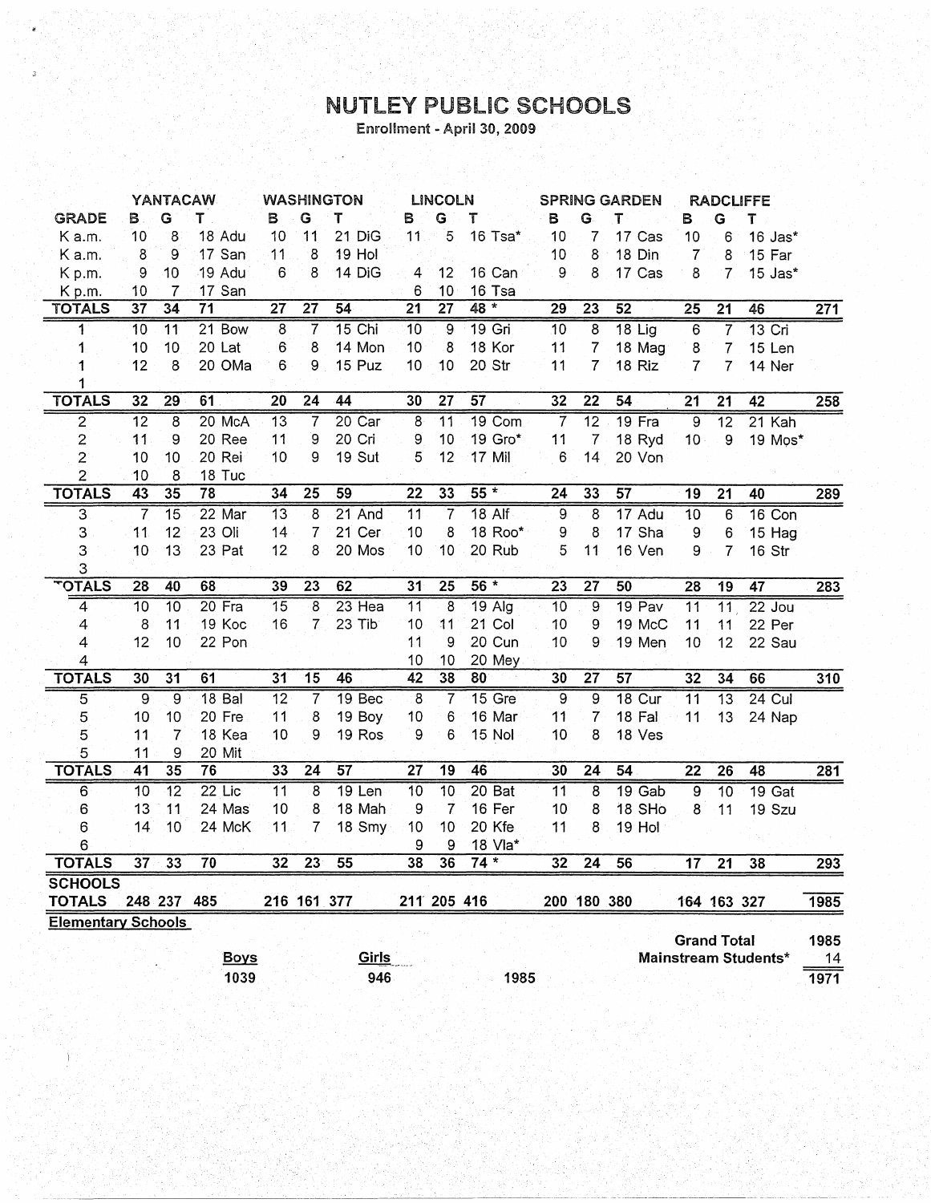# NUTLEY PUBLIC SCHOOLS

Enrollment - April 30, 2009

| GRADE | YANTACAW B | G | T | | WASHINGTON B | G | T | | LINCOLN B | G | T | | SPRING GARDEN B | G | T | | RADCLIFFE B | G | T | | |
|---|---|---|---|---|---|---|---|---|---|---|---|---|---|---|---|---|---|---|---|---|---|
| K a.m. | 10 | 8 | 18 | Adu | 10 | 11 | 21 | DiG | 11 | 5 | 16 | Tsa* | 10 | 7 | 17 | Cas | 10 | 6 | 16 | Jas* | |
| K a.m. | 8 | 9 | 17 | San | 11 | 8 | 19 | Hol | | | | | 10 | 8 | 18 | Din | 7 | 8 | 15 | Far | |
| K p.m. | 9 | 10 | 19 | Adu | 6 | 8 | 14 | DiG | 4 | 12 | 16 | Can | 9 | 8 | 17 | Cas | 8 | 7 | 15 | Jas* | |
| K p.m. | 10 | 7 | 17 | San | | | | | 6 | 10 | 16 | Tsa | | | | | | | | | |
| **TOTALS** | 37 | 34 | 71 | | 27 | 27 | 54 | | 21 | 27 | 48 * | | 29 | 23 | 52 | | 25 | 21 | 46 | | 271 |
| 1 | 10 | 11 | 21 | Bow | 8 | 7 | 15 | Chi | 10 | 9 | 19 | Gri | 10 | 8 | 18 | Lig | 6 | 7 | 13 | Cri | |
| 1 | 10 | 10 | 20 | Lat | 6 | 8 | 14 | Mon | 10 | 8 | 18 | Kor | 11 | 7 | 18 | Mag | 8 | 7 | 15 | Len | |
| 1 | 12 | 8 | 20 | OMa | 6 | 9 | 15 | Puz | 10 | 10 | 20 | Str | 11 | 7 | 18 | Riz | 7 | 7 | 14 | Ner | |
| 1 | | | | | | | | | | | | | | | | | | | | | |
| **TOTALS** | 32 | 29 | 61 | | 20 | 24 | 44 | | 30 | 27 | 57 | | 32 | 22 | 54 | | 21 | 21 | 42 | | 258 |
| 2 | 12 | 8 | 20 | McA | 13 | 7 | 20 | Car | 8 | 11 | 19 | Com | 7 | 12 | 19 | Fra | 9 | 12 | 21 | Kah | |
| 2 | 11 | 9 | 20 | Ree | 11 | 9 | 20 | Cri | 9 | 10 | 19 | Gro* | 11 | 7 | 18 | Ryd | 10 | 9 | 19 | Mos* | |
| 2 | 10 | 10 | 20 | Rei | 10 | 9 | 19 | Sut | 5 | 12 | 17 | Mil | 6 | 14 | 20 | Von | | | | | |
| 2 | 10 | 8 | 18 | Tuc | | | | | | | | | | | | | | | | | |
| **TOTALS** | 43 | 35 | 78 | | 34 | 25 | 59 | | 22 | 33 | 55 * | | 24 | 33 | 57 | | 19 | 21 | 40 | | 289 |
| 3 | 7 | 15 | 22 | Mar | 13 | 8 | 21 | And | 11 | 7 | 18 | Alf | 9 | 8 | 17 | Adu | 10 | 6 | 16 | Con | |
| 3 | 11 | 12 | 23 | Oli | 14 | 7 | 21 | Cer | 10 | 8 | 18 | Roo* | 9 | 8 | 17 | Sha | 9 | 6 | 15 | Hag | |
| 3 | 10 | 13 | 23 | Pat | 12 | 8 | 20 | Mos | 10 | 10 | 20 | Rub | 5 | 11 | 16 | Ven | 9 | 7 | 16 | Str | |
| 3 | | | | | | | | | | | | | | | | | | | | | |
| **TOTALS** | 28 | 40 | 68 | | 39 | 23 | 62 | | 31 | 25 | 56 * | | 23 | 27 | 50 | | 28 | 19 | 47 | | 283 |
| 4 | 10 | 10 | 20 | Fra | 15 | 8 | 23 | Hea | 11 | 8 | 19 | Alg | 10 | 9 | 19 | Pav | 11 | 11 | 22 | Jou | |
| 4 | 8 | 11 | 19 | Koc | 16 | 7 | 23 | Tib | 10 | 11 | 21 | Col | 10 | 9 | 19 | McC | 11 | 11 | 22 | Per | |
| 4 | 12 | 10 | 22 | Pon | | | | | 11 | 9 | 20 | Cun | 10 | 9 | 19 | Men | 10 | 12 | 22 | Sau | |
| 4 | | | | | | | | | 10 | 10 | 20 | Mey | | | | | | | | | |
| **TOTALS** | 30 | 31 | 61 | | 31 | 15 | 46 | | 42 | 38 | 80 | | 30 | 27 | 57 | | 32 | 34 | 66 | | 310 |
| 5 | 9 | 9 | 18 | Bal | 12 | 7 | 19 | Bec | 8 | 7 | 15 | Gre | 9 | 9 | 18 | Cur | 11 | 13 | 24 | Cul | |
| 5 | 10 | 10 | 20 | Fre | 11 | 8 | 19 | Boy | 10 | 6 | 16 | Mar | 11 | 7 | 18 | Fal | 11 | 13 | 24 | Nap | |
| 5 | 11 | 7 | 18 | Kea | 10 | 9 | 19 | Ros | 9 | 6 | 15 | Nol | 10 | 8 | 18 | Ves | | | | | |
| 5 | 11 | 9 | 20 | Mit | | | | | | | | | | | | | | | | | |
| **TOTALS** | 41 | 35 | 76 | | 33 | 24 | 57 | | 27 | 19 | 46 | | 30 | 24 | 54 | | 22 | 26 | 48 | | 281 |
| 6 | 10 | 12 | 22 | Lic | 11 | 8 | 19 | Len | 10 | 10 | 20 | Bat | 11 | 8 | 19 | Gab | 9 | 10 | 19 | Gat | |
| 6 | 13 | 11 | 24 | Mas | 10 | 8 | 18 | Mah | 9 | 7 | 16 | Fer | 10 | 8 | 18 | SHo | 8 | 11 | 19 | Szu | |
| 6 | 14 | 10 | 24 | McK | 11 | 7 | 18 | Smy | 10 | 10 | 20 | Kfe | 11 | 8 | 19 | Hol | | | | | |
| 6 | | | | | | | | | 9 | 9 | 18 | Vla* | | | | | | | | | |
| **TOTALS** | 37 | 33 | 70 | | 32 | 23 | 55 | | 38 | 36 | 74 * | | 32 | 24 | 56 | | 17 | 21 | 38 | | 293 |
| **SCHOOLS TOTALS** | 248 | 237 | 485 | | 216 | 161 | 377 | | 211 | 205 | 416 | | 200 | 180 | 380 | | 164 | 163 | 327 | | 1985 |

**Elementary Schools**

| Boys | Girls | | |
|---|---|---|---|
| 1039 | 946 | 1985 | |

| | |
|---|---|
| **Grand Total** | 1985 |
| **Mainstream Students*** | 14 |
| | 1971 |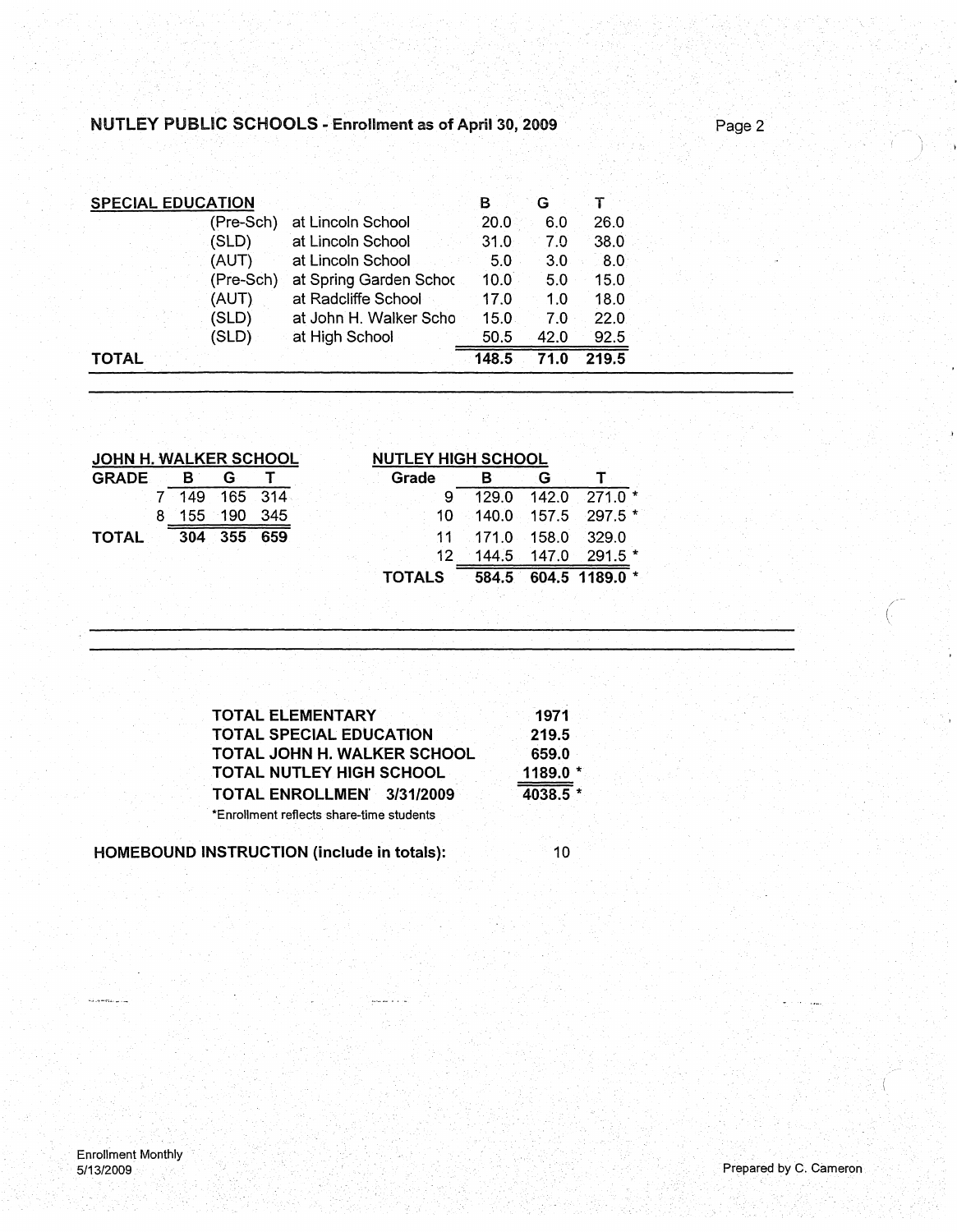## NUTLEY PUBLIC SCHOOLS - Enrollment as of April 30, 2009

| SPECIAL EDUCATION | | | B | G | T |
|---|---|---|---|---|---|
| | (Pre-Sch) | at Lincoln School | 20.0 | 6.0 | 26.0 |
| | (SLD) | at Lincoln School | 31.0 | 7.0 | 38.0 |
| | (AUT) | at Lincoln School | 5.0 | 3.0 | 8.0 |
| | (Pre-Sch) | at Spring Garden Schoc | 10.0 | 5.0 | 15.0 |
| | (AUT) | at Radcliffe School | 17.0 | 1.0 | 18.0 |
| | (SLD) | at John H. Walker Scho | 15.0 | 7.0 | 22.0 |
| | (SLD) | at High School | 50.5 | 42.0 | 92.5 |
| **TOTAL** | | | 148.5 | 71.0 | 219.5 |

| JOHN H. WALKER SCHOOL | | | |
|---|---|---|---|
| GRADE | B | G | T |
| 7 | 149 | 165 | 314 |
| 8 | 155 | 190 | 345 |
| TOTAL | 304 | 355 | 659 |

| NUTLEY HIGH SCHOOL | | | |
|---|---|---|---|
| Grade | B | G | T |
| 9 | 129.0 | 142.0 | 271.0 * |
| 10 | 140.0 | 157.5 | 297.5 * |
| 11 | 171.0 | 158.0 | 329.0 |
| 12 | 144.5 | 147.0 | 291.5 * |
| TOTALS | 584.5 | 604.5 | 1189.0 * |

| | |
|---|---|
| TOTAL ELEMENTARY | 1971 |
| TOTAL SPECIAL EDUCATION | 219.5 |
| TOTAL JOHN H. WALKER SCHOOL | 659.0 |
| TOTAL NUTLEY HIGH SCHOOL | 1189.0 * |
| TOTAL ENROLLMEN' 3/31/2009 | 4038.5 * |

*Enrollment reflects share-time students

**HOMEBOUND INSTRUCTION (include in totals):** 10

Enrollment Monthly
5/13/2009

Prepared by C. Cameron